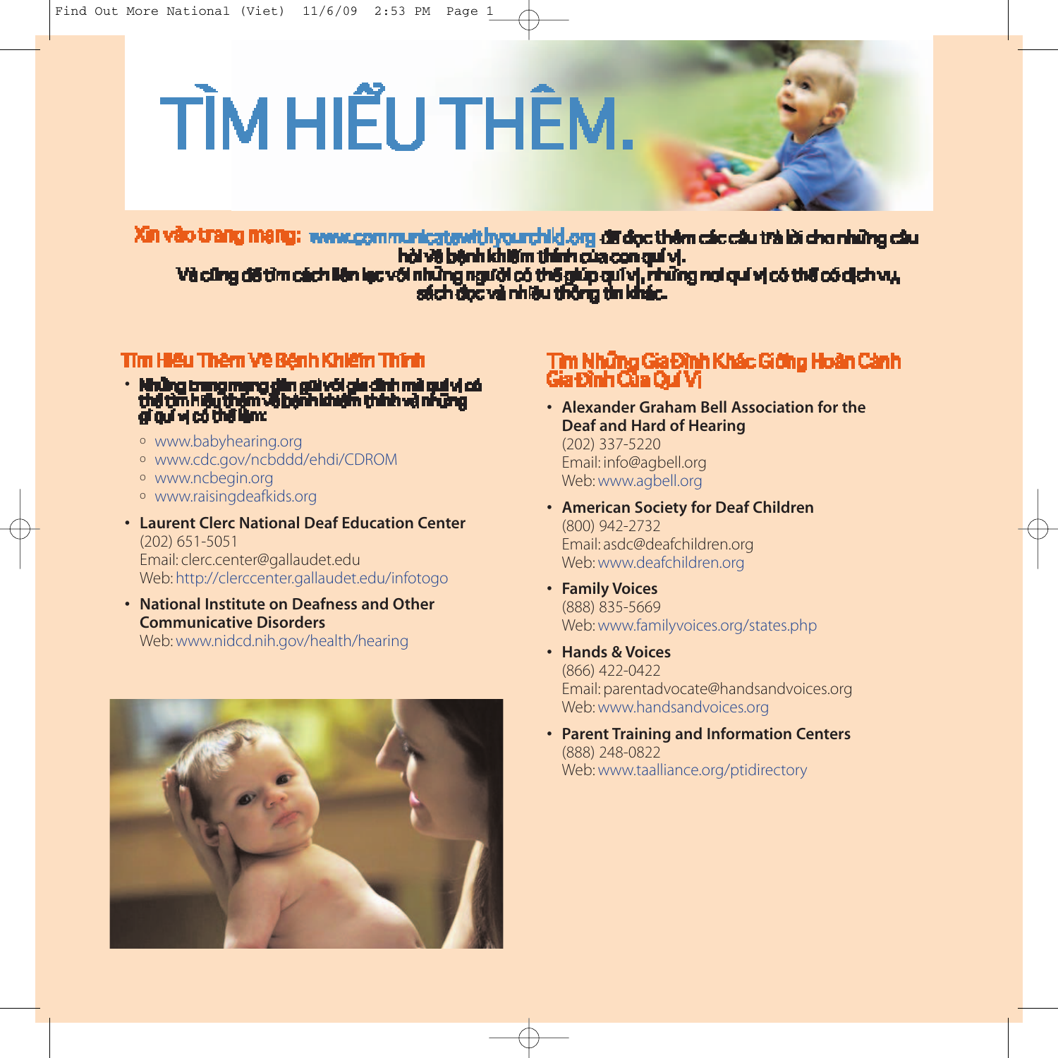# TÌM HIỂU THÊM.

**Xin vào trang mạng: www.communicatewithyourchild.org** để đọc thêm các câu trả lời cho những câu hỏi về bệnh khiếm thính của con quí vị.
Và cũng để tìm cách liên lạc với những người có thể giúp quí vị, những nơi quí vị có thể có dịch vụ, sách đọc và nhiều thông tin khác.

## Tìm Hiểu Thêm Về Bệnh Khiếm Thính

- **Những trang mạng dẫn quí vị tới gia đình mà quí vị có thể tìm hiểu thêm về bệnh khiếm thính và những gì quí vị có thể làm:**
  - www.babyhearing.org
  - www.cdc.gov/ncbddd/ehdi/CDROM
  - www.ncbegin.org
  - www.raisingdeafkids.org
- **Laurent Clerc National Deaf Education Center**
  (202) 651-5051
  Email: clerc.center@gallaudet.edu
  Web: http://clerccenter.gallaudet.edu/infotogo
- **National Institute on Deafness and Other Communicative Disorders**
  Web: www.nidcd.nih.gov/health/hearing

## Tìm Những Gia Đình Khác Giống Hoàn Cảnh Gia Đình Của Quí Vị

- **Alexander Graham Bell Association for the Deaf and Hard of Hearing**
  (202) 337-5220
  Email: info@agbell.org
  Web: www.agbell.org
- **American Society for Deaf Children**
  (800) 942-2732
  Email: asdc@deafchildren.org
  Web: www.deafchildren.org
- **Family Voices**
  (888) 835-5669
  Web: www.familyvoices.org/states.php
- **Hands & Voices**
  (866) 422-0422
  Email: parentadvocate@handsandvoices.org
  Web: www.handsandvoices.org
- **Parent Training and Information Centers**
  (888) 248-0822
  Web: www.taalliance.org/ptidirectory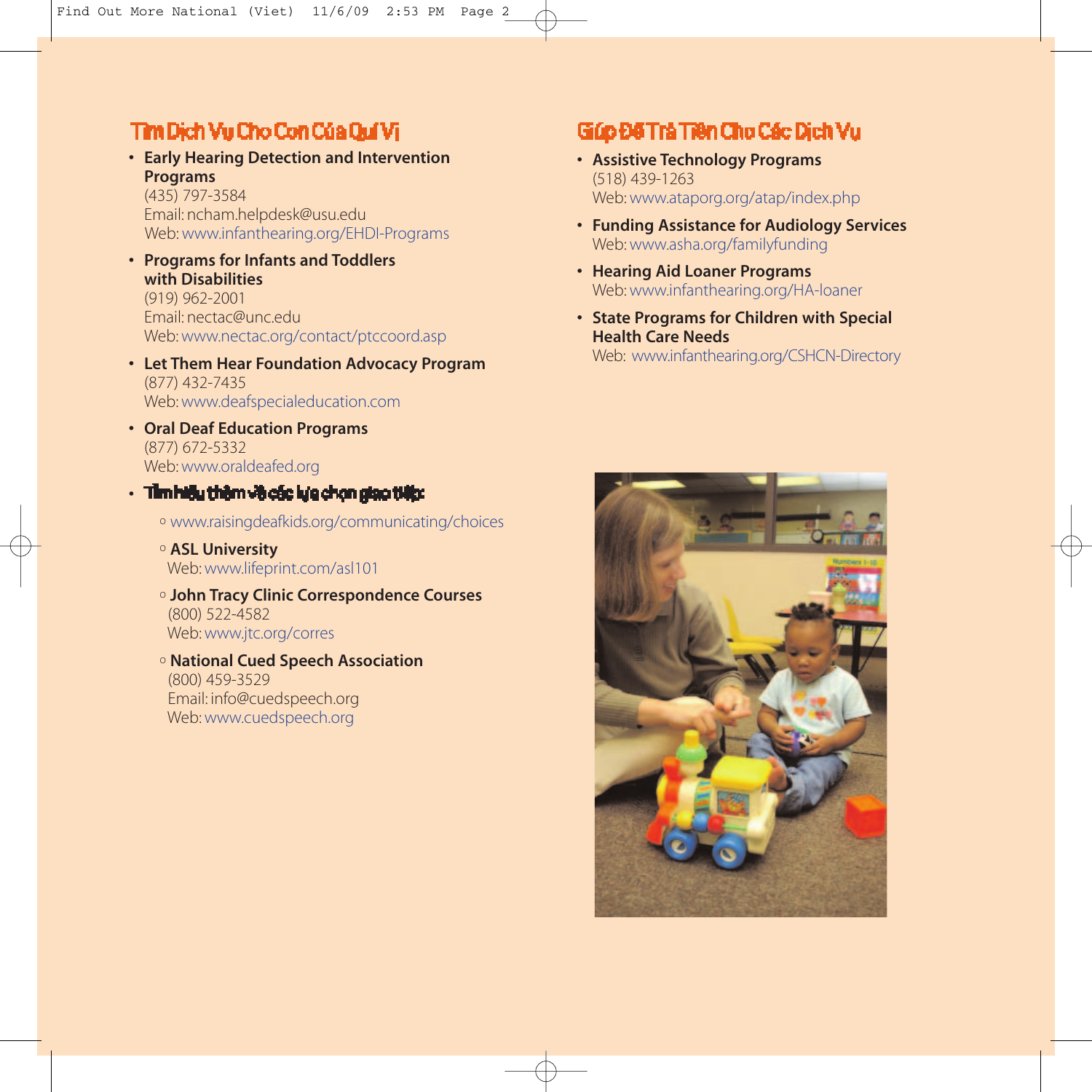## Tìm Dịch Vụ Cho Con Của Quí Vị

- **Early Hearing Detection and Intervention Programs**
  (435) 797-3584
  Email: ncham.helpdesk@usu.edu
  Web: www.infanthearing.org/EHDI-Programs
- **Programs for Infants and Toddlers with Disabilities**
  (919) 962-2001
  Email: nectac@unc.edu
  Web: www.nectac.org/contact/ptccoord.asp
- **Let Them Hear Foundation Advocacy Program**
  (877) 432-7435
  Web: www.deafspecialeducation.com
- **Oral Deaf Education Programs**
  (877) 672-5332
  Web: www.oraldeafed.org
- **Tìm hiểu thêm về các lựa chọn giao tiếp:**
  - www.raisingdeafkids.org/communicating/choices
  - **ASL University**
    Web: www.lifeprint.com/asl101
  - **John Tracy Clinic Correspondence Courses**
    (800) 522-4582
    Web: www.jtc.org/corres
  - **National Cued Speech Association**
    (800) 459-3529
    Email: info@cuedspeech.org
    Web: www.cuedspeech.org

## Giúp Đỡ Trả Tiền Cho Các Dịch Vụ

- **Assistive Technology Programs**
  (518) 439-1263
  Web: www.ataporg.org/atap/index.php
- **Funding Assistance for Audiology Services**
  Web: www.asha.org/familyfunding
- **Hearing Aid Loaner Programs**
  Web: www.infanthearing.org/HA-loaner
- **State Programs for Children with Special Health Care Needs**
  Web: www.infanthearing.org/CSHCN-Directory